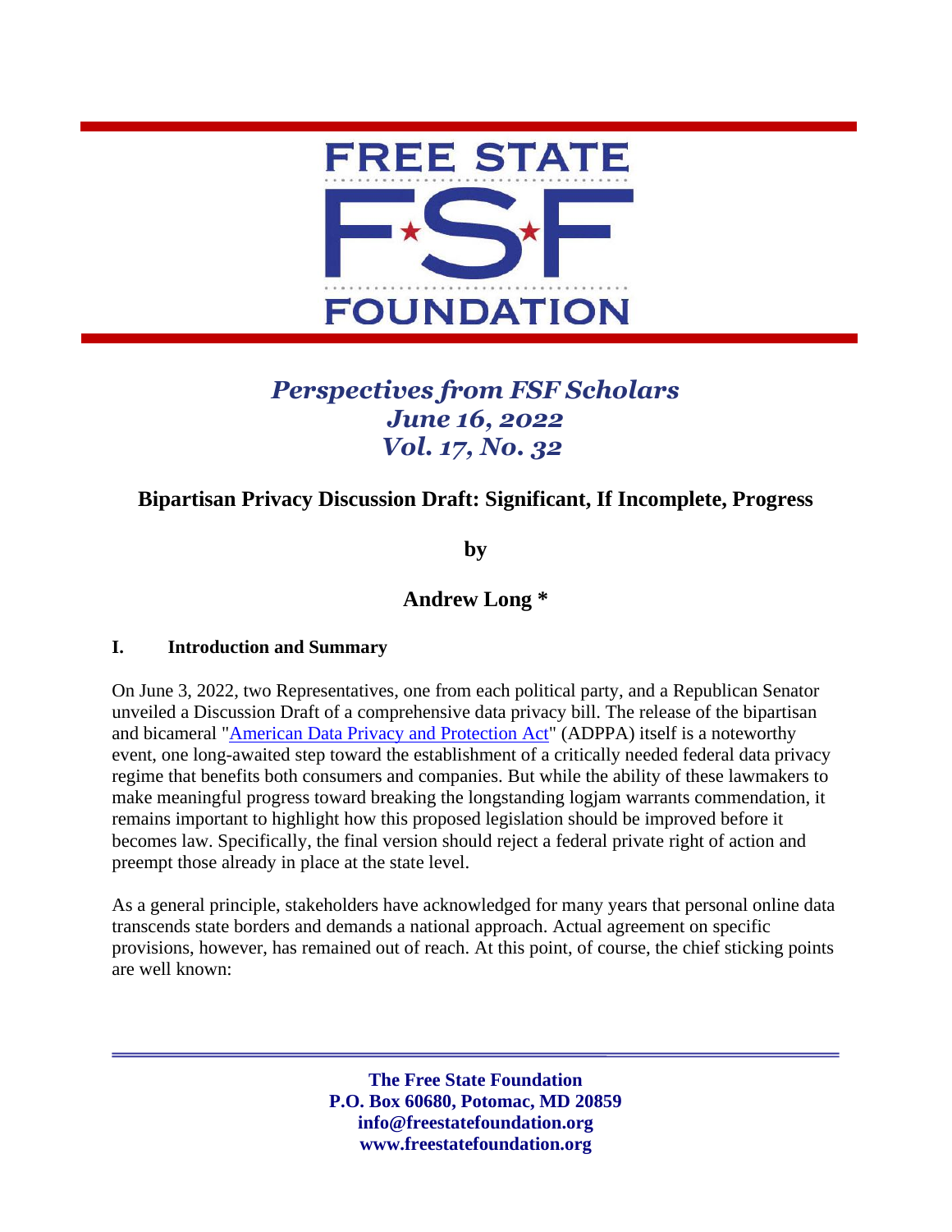# FREE STATE FSF FOUNDATION

*Perspectives from FSF Scholars*
*June 16, 2022*
*Vol. 17, No. 32*

## Bipartisan Privacy Discussion Draft: Significant, If Incomplete, Progress

**by**

**Andrew Long ***

### I. Introduction and Summary

On June 3, 2022, two Representatives, one from each political party, and a Republican Senator unveiled a Discussion Draft of a comprehensive data privacy bill. The release of the bipartisan and bicameral "American Data Privacy and Protection Act" (ADPPA) itself is a noteworthy event, one long-awaited step toward the establishment of a critically needed federal data privacy regime that benefits both consumers and companies. But while the ability of these lawmakers to make meaningful progress toward breaking the longstanding logjam warrants commendation, it remains important to highlight how this proposed legislation should be improved before it becomes law. Specifically, the final version should reject a federal private right of action and preempt those already in place at the state level.

As a general principle, stakeholders have acknowledged for many years that personal online data transcends state borders and demands a national approach. Actual agreement on specific provisions, however, has remained out of reach. At this point, of course, the chief sticking points are well known:

**The Free State Foundation**
**P.O. Box 60680, Potomac, MD 20859**
**info@freestatefoundation.org**
**www.freestatefoundation.org**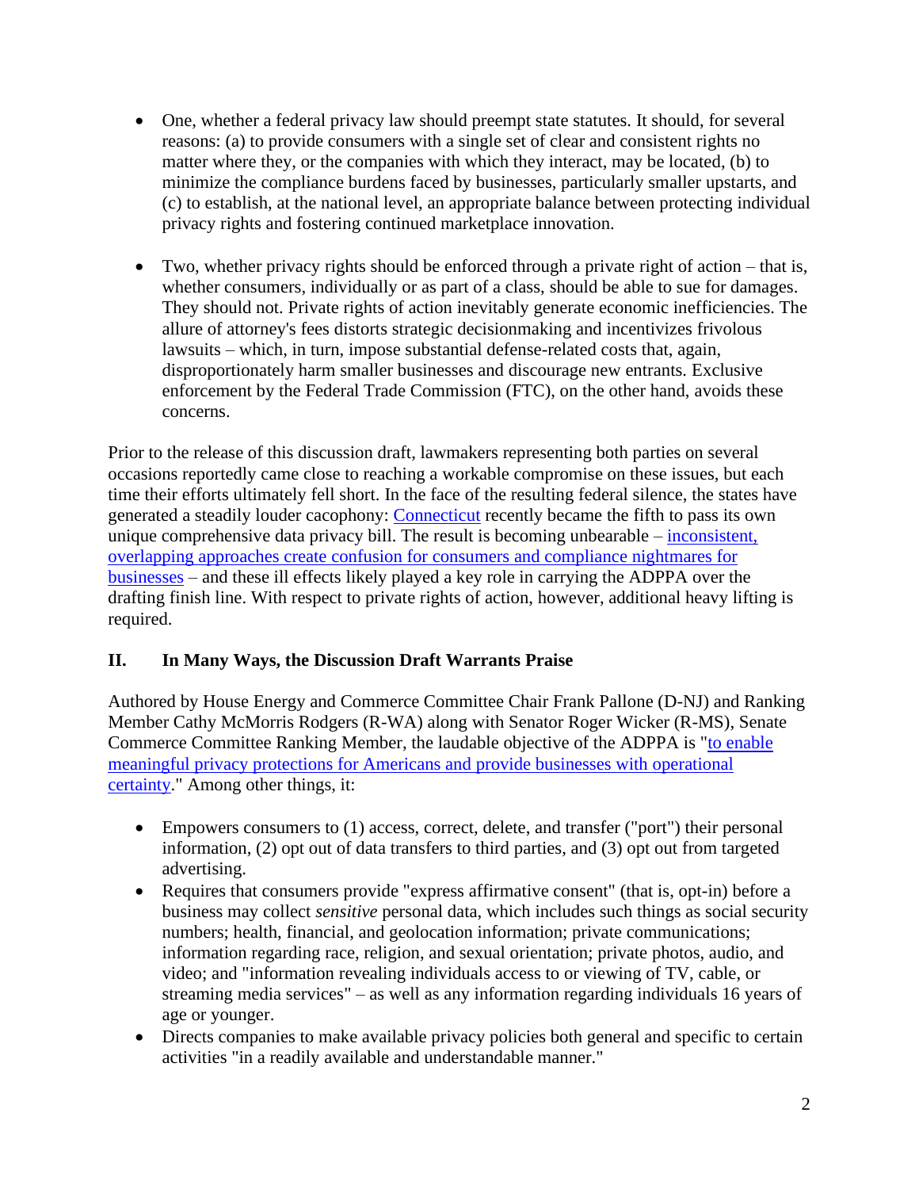- One, whether a federal privacy law should preempt state statutes. It should, for several reasons: (a) to provide consumers with a single set of clear and consistent rights no matter where they, or the companies with which they interact, may be located, (b) to minimize the compliance burdens faced by businesses, particularly smaller upstarts, and (c) to establish, at the national level, an appropriate balance between protecting individual privacy rights and fostering continued marketplace innovation.

- Two, whether privacy rights should be enforced through a private right of action – that is, whether consumers, individually or as part of a class, should be able to sue for damages. They should not. Private rights of action inevitably generate economic inefficiencies. The allure of attorney's fees distorts strategic decisionmaking and incentivizes frivolous lawsuits – which, in turn, impose substantial defense-related costs that, again, disproportionately harm smaller businesses and discourage new entrants. Exclusive enforcement by the Federal Trade Commission (FTC), on the other hand, avoids these concerns.

Prior to the release of this discussion draft, lawmakers representing both parties on several occasions reportedly came close to reaching a workable compromise on these issues, but each time their efforts ultimately fell short. In the face of the resulting federal silence, the states have generated a steadily louder cacophony: Connecticut recently became the fifth to pass its own unique comprehensive data privacy bill. The result is becoming unbearable – inconsistent, overlapping approaches create confusion for consumers and compliance nightmares for businesses – and these ill effects likely played a key role in carrying the ADPPA over the drafting finish line. With respect to private rights of action, however, additional heavy lifting is required.

## II. In Many Ways, the Discussion Draft Warrants Praise

Authored by House Energy and Commerce Committee Chair Frank Pallone (D-NJ) and Ranking Member Cathy McMorris Rodgers (R-WA) along with Senator Roger Wicker (R-MS), Senate Commerce Committee Ranking Member, the laudable objective of the ADPPA is "to enable meaningful privacy protections for Americans and provide businesses with operational certainty." Among other things, it:

- Empowers consumers to (1) access, correct, delete, and transfer ("port") their personal information, (2) opt out of data transfers to third parties, and (3) opt out from targeted advertising.
- Requires that consumers provide "express affirmative consent" (that is, opt-in) before a business may collect *sensitive* personal data, which includes such things as social security numbers; health, financial, and geolocation information; private communications; information regarding race, religion, and sexual orientation; private photos, audio, and video; and "information revealing individuals access to or viewing of TV, cable, or streaming media services" – as well as any information regarding individuals 16 years of age or younger.
- Directs companies to make available privacy policies both general and specific to certain activities "in a readily available and understandable manner."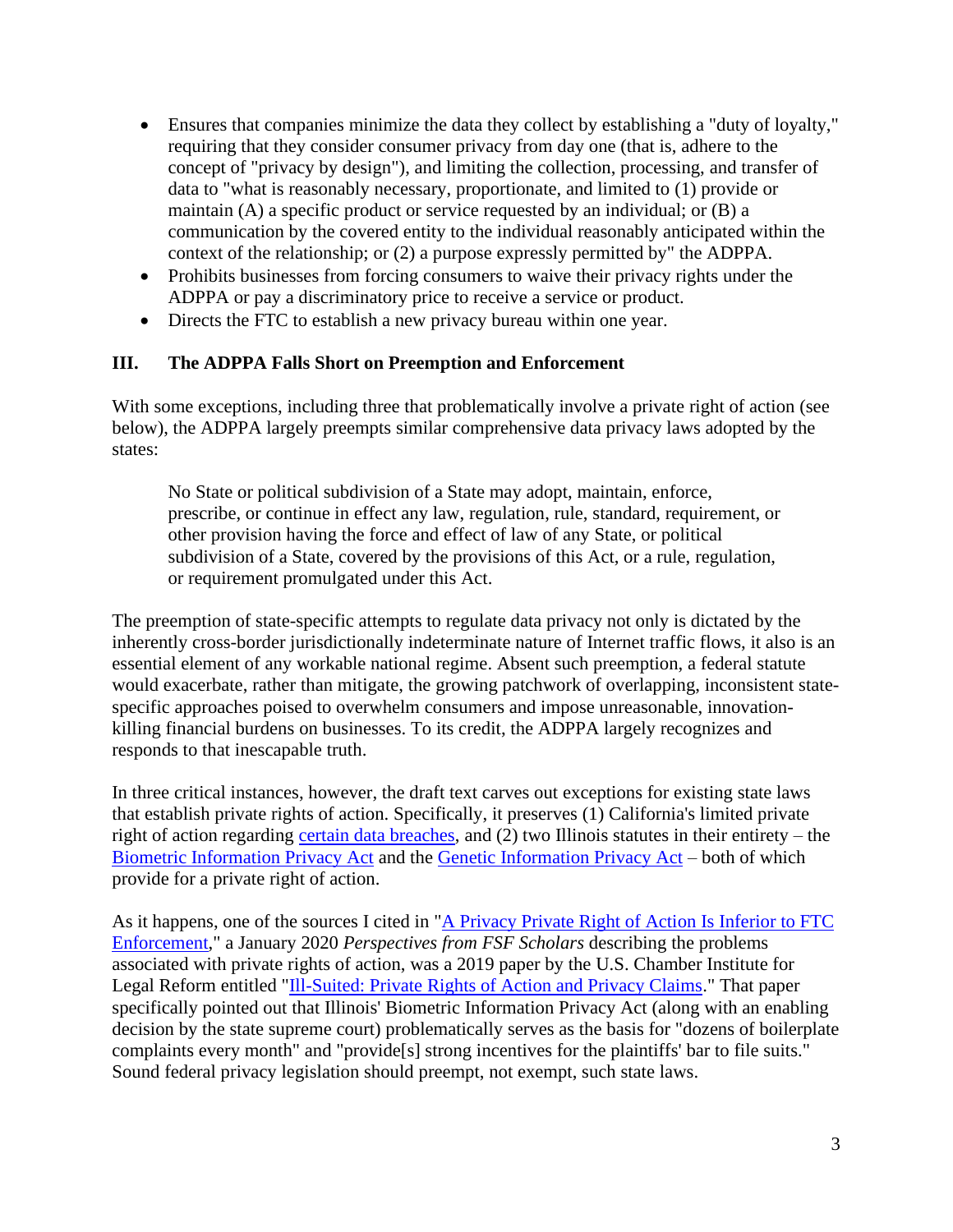- Ensures that companies minimize the data they collect by establishing a "duty of loyalty," requiring that they consider consumer privacy from day one (that is, adhere to the concept of "privacy by design"), and limiting the collection, processing, and transfer of data to "what is reasonably necessary, proportionate, and limited to (1) provide or maintain (A) a specific product or service requested by an individual; or (B) a communication by the covered entity to the individual reasonably anticipated within the context of the relationship; or (2) a purpose expressly permitted by" the ADPPA.
- Prohibits businesses from forcing consumers to waive their privacy rights under the ADPPA or pay a discriminatory price to receive a service or product.
- Directs the FTC to establish a new privacy bureau within one year.

## III. The ADPPA Falls Short on Preemption and Enforcement

With some exceptions, including three that problematically involve a private right of action (see below), the ADPPA largely preempts similar comprehensive data privacy laws adopted by the states:

> No State or political subdivision of a State may adopt, maintain, enforce, prescribe, or continue in effect any law, regulation, rule, standard, requirement, or other provision having the force and effect of law of any State, or political subdivision of a State, covered by the provisions of this Act, or a rule, regulation, or requirement promulgated under this Act.

The preemption of state-specific attempts to regulate data privacy not only is dictated by the inherently cross-border jurisdictionally indeterminate nature of Internet traffic flows, it also is an essential element of any workable national regime. Absent such preemption, a federal statute would exacerbate, rather than mitigate, the growing patchwork of overlapping, inconsistent state-specific approaches poised to overwhelm consumers and impose unreasonable, innovation-killing financial burdens on businesses. To its credit, the ADPPA largely recognizes and responds to that inescapable truth.

In three critical instances, however, the draft text carves out exceptions for existing state laws that establish private rights of action. Specifically, it preserves (1) California's limited private right of action regarding certain data breaches, and (2) two Illinois statutes in their entirety – the Biometric Information Privacy Act and the Genetic Information Privacy Act – both of which provide for a private right of action.

As it happens, one of the sources I cited in "A Privacy Private Right of Action Is Inferior to FTC Enforcement," a January 2020 *Perspectives from FSF Scholars* describing the problems associated with private rights of action, was a 2019 paper by the U.S. Chamber Institute for Legal Reform entitled "Ill-Suited: Private Rights of Action and Privacy Claims." That paper specifically pointed out that Illinois' Biometric Information Privacy Act (along with an enabling decision by the state supreme court) problematically serves as the basis for "dozens of boilerplate complaints every month" and "provide[s] strong incentives for the plaintiffs' bar to file suits." Sound federal privacy legislation should preempt, not exempt, such state laws.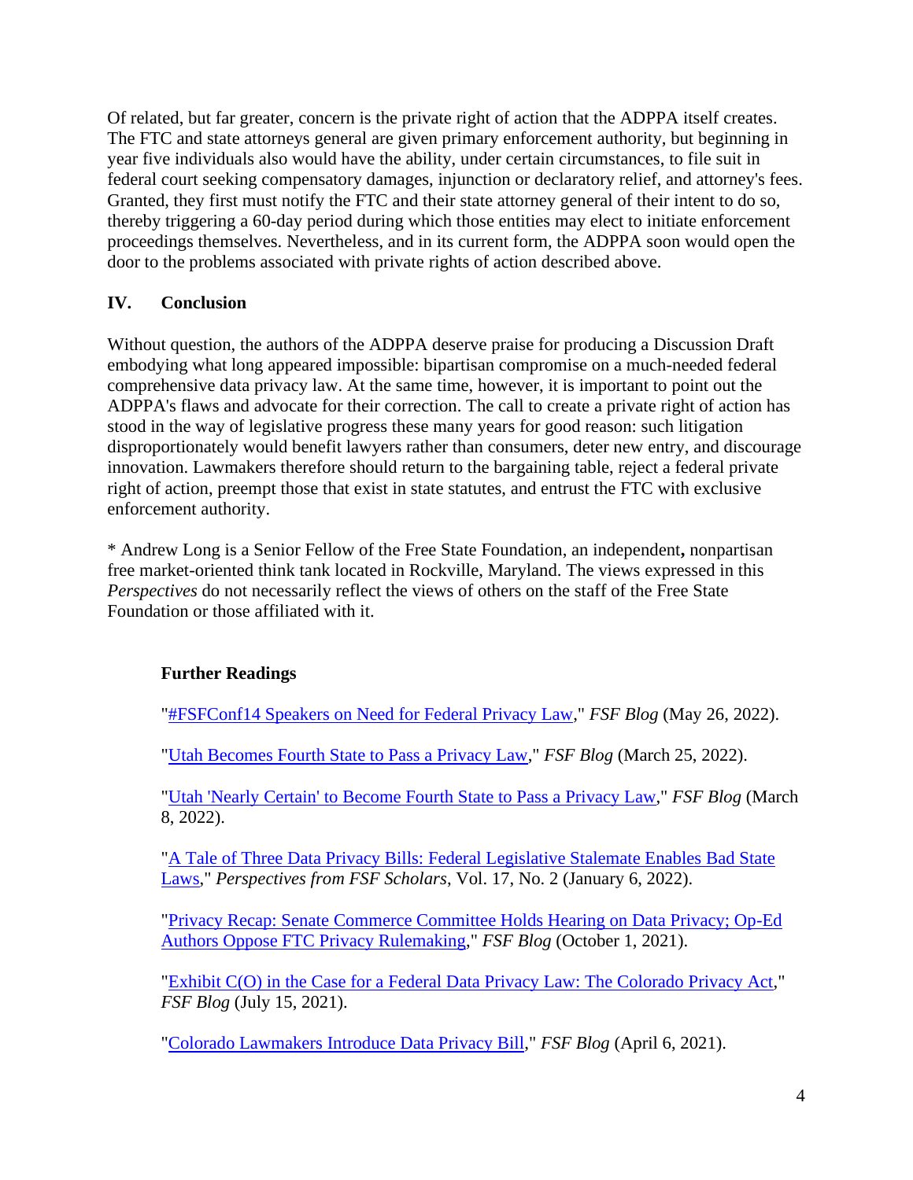Of related, but far greater, concern is the private right of action that the ADPPA itself creates. The FTC and state attorneys general are given primary enforcement authority, but beginning in year five individuals also would have the ability, under certain circumstances, to file suit in federal court seeking compensatory damages, injunction or declaratory relief, and attorney's fees. Granted, they first must notify the FTC and their state attorney general of their intent to do so, thereby triggering a 60-day period during which those entities may elect to initiate enforcement proceedings themselves. Nevertheless, and in its current form, the ADPPA soon would open the door to the problems associated with private rights of action described above.

## IV. Conclusion

Without question, the authors of the ADPPA deserve praise for producing a Discussion Draft embodying what long appeared impossible: bipartisan compromise on a much-needed federal comprehensive data privacy law. At the same time, however, it is important to point out the ADPPA's flaws and advocate for their correction. The call to create a private right of action has stood in the way of legislative progress these many years for good reason: such litigation disproportionately would benefit lawyers rather than consumers, deter new entry, and discourage innovation. Lawmakers therefore should return to the bargaining table, reject a federal private right of action, preempt those that exist in state statutes, and entrust the FTC with exclusive enforcement authority.

* Andrew Long is a Senior Fellow of the Free State Foundation, an independent**,** nonpartisan free market-oriented think tank located in Rockville, Maryland. The views expressed in this *Perspectives* do not necessarily reflect the views of others on the staff of the Free State Foundation or those affiliated with it.

### Further Readings

"#FSFConf14 Speakers on Need for Federal Privacy Law," *FSF Blog* (May 26, 2022).

"Utah Becomes Fourth State to Pass a Privacy Law," *FSF Blog* (March 25, 2022).

"Utah 'Nearly Certain' to Become Fourth State to Pass a Privacy Law," *FSF Blog* (March 8, 2022).

"A Tale of Three Data Privacy Bills: Federal Legislative Stalemate Enables Bad State Laws," *Perspectives from FSF Scholars*, Vol. 17, No. 2 (January 6, 2022).

"Privacy Recap: Senate Commerce Committee Holds Hearing on Data Privacy; Op-Ed Authors Oppose FTC Privacy Rulemaking," *FSF Blog* (October 1, 2021).

"Exhibit C(O) in the Case for a Federal Data Privacy Law: The Colorado Privacy Act," *FSF Blog* (July 15, 2021).

"Colorado Lawmakers Introduce Data Privacy Bill," *FSF Blog* (April 6, 2021).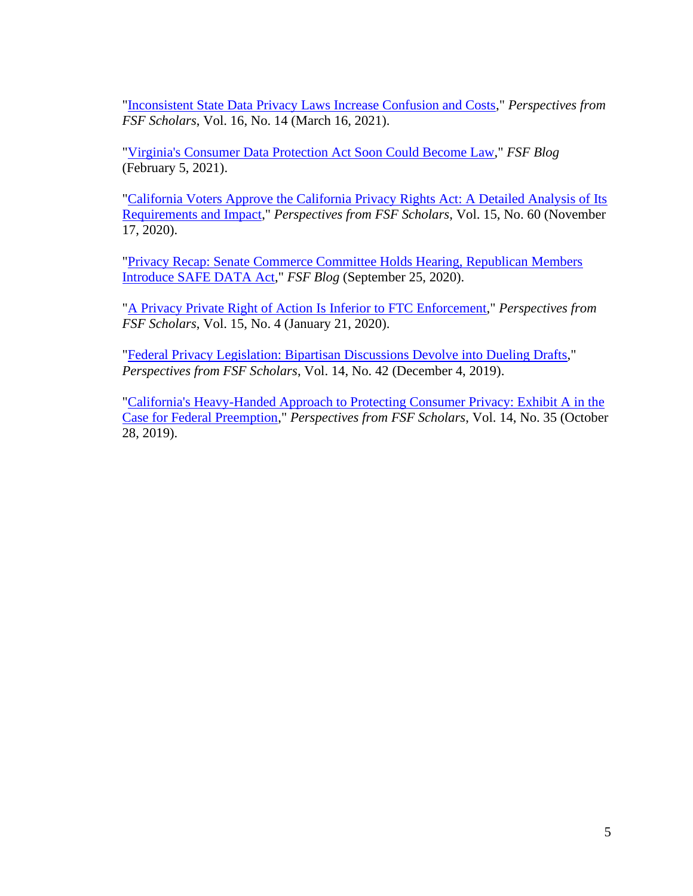"Inconsistent State Data Privacy Laws Increase Confusion and Costs," *Perspectives from FSF Scholars*, Vol. 16, No. 14 (March 16, 2021).

"Virginia's Consumer Data Protection Act Soon Could Become Law," *FSF Blog* (February 5, 2021).

"California Voters Approve the California Privacy Rights Act: A Detailed Analysis of Its Requirements and Impact," *Perspectives from FSF Scholars*, Vol. 15, No. 60 (November 17, 2020).

"Privacy Recap: Senate Commerce Committee Holds Hearing, Republican Members Introduce SAFE DATA Act," *FSF Blog* (September 25, 2020).

"A Privacy Private Right of Action Is Inferior to FTC Enforcement," *Perspectives from FSF Scholars*, Vol. 15, No. 4 (January 21, 2020).

"Federal Privacy Legislation: Bipartisan Discussions Devolve into Dueling Drafts," *Perspectives from FSF Scholars*, Vol. 14, No. 42 (December 4, 2019).

"California's Heavy-Handed Approach to Protecting Consumer Privacy: Exhibit A in the Case for Federal Preemption," *Perspectives from FSF Scholars*, Vol. 14, No. 35 (October 28, 2019).